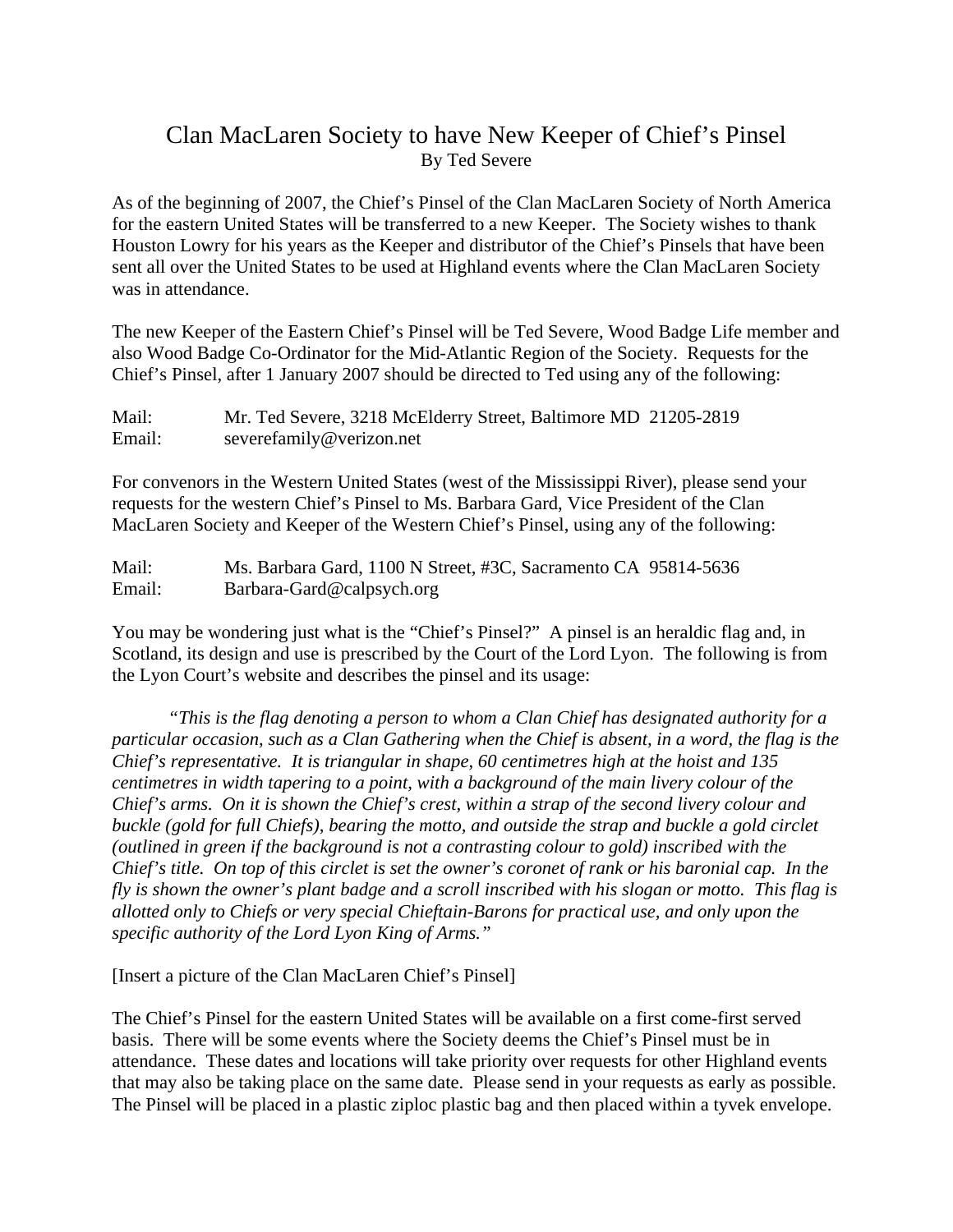# Clan MacLaren Society to have New Keeper of Chief's Pinsel

By Ted Severe

As of the beginning of 2007, the Chief's Pinsel of the Clan MacLaren Society of North America for the eastern United States will be transferred to a new Keeper. The Society wishes to thank Houston Lowry for his years as the Keeper and distributor of the Chief's Pinsels that have been sent all over the United States to be used at Highland events where the Clan MacLaren Society was in attendance.

The new Keeper of the Eastern Chief's Pinsel will be Ted Severe, Wood Badge Life member and also Wood Badge Co-Ordinator for the Mid-Atlantic Region of the Society. Requests for the Chief's Pinsel, after 1 January 2007 should be directed to Ted using any of the following:

Mail: Mr. Ted Severe, 3218 McElderry Street, Baltimore MD 21205-2819
Email: severefamily@verizon.net

For convenors in the Western United States (west of the Mississippi River), please send your requests for the western Chief's Pinsel to Ms. Barbara Gard, Vice President of the Clan MacLaren Society and Keeper of the Western Chief's Pinsel, using any of the following:

Mail: Ms. Barbara Gard, 1100 N Street, #3C, Sacramento CA 95814-5636
Email: Barbara-Gard@calpsych.org

You may be wondering just what is the "Chief's Pinsel?" A pinsel is an heraldic flag and, in Scotland, its design and use is prescribed by the Court of the Lord Lyon. The following is from the Lyon Court's website and describes the pinsel and its usage:

*"This is the flag denoting a person to whom a Clan Chief has designated authority for a particular occasion, such as a Clan Gathering when the Chief is absent, in a word, the flag is the Chief's representative. It is triangular in shape, 60 centimetres high at the hoist and 135 centimetres in width tapering to a point, with a background of the main livery colour of the Chief's arms. On it is shown the Chief's crest, within a strap of the second livery colour and buckle (gold for full Chiefs), bearing the motto, and outside the strap and buckle a gold circlet (outlined in green if the background is not a contrasting colour to gold) inscribed with the Chief's title. On top of this circlet is set the owner's coronet of rank or his baronial cap. In the fly is shown the owner's plant badge and a scroll inscribed with his slogan or motto. This flag is allotted only to Chiefs or very special Chieftain-Barons for practical use, and only upon the specific authority of the Lord Lyon King of Arms."*

[Insert a picture of the Clan MacLaren Chief's Pinsel]

The Chief's Pinsel for the eastern United States will be available on a first come-first served basis. There will be some events where the Society deems the Chief's Pinsel must be in attendance. These dates and locations will take priority over requests for other Highland events that may also be taking place on the same date. Please send in your requests as early as possible. The Pinsel will be placed in a plastic ziploc plastic bag and then placed within a tyvek envelope.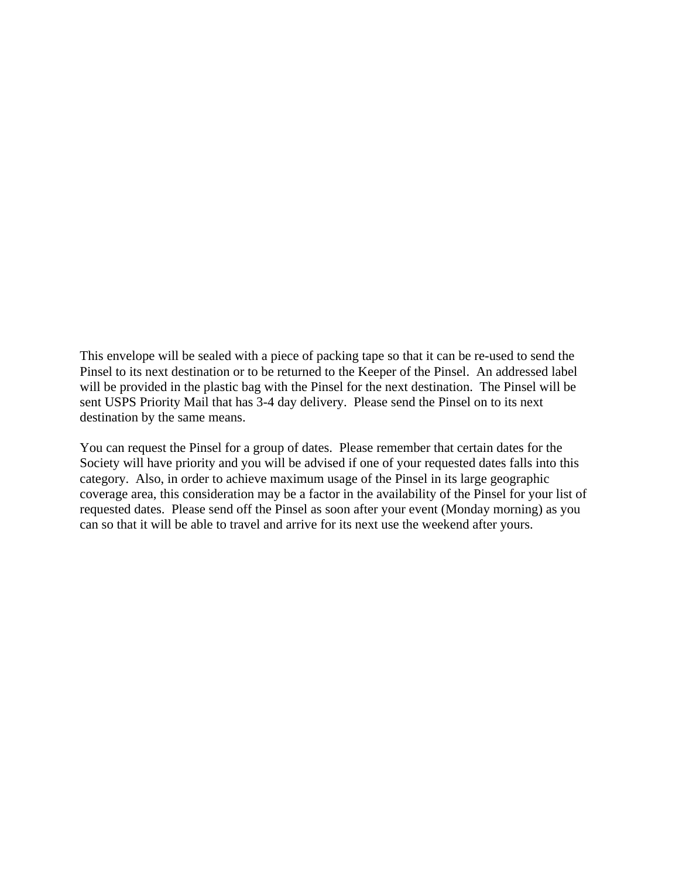This envelope will be sealed with a piece of packing tape so that it can be re-used to send the Pinsel to its next destination or to be returned to the Keeper of the Pinsel. An addressed label will be provided in the plastic bag with the Pinsel for the next destination. The Pinsel will be sent USPS Priority Mail that has 3-4 day delivery. Please send the Pinsel on to its next destination by the same means.

You can request the Pinsel for a group of dates. Please remember that certain dates for the Society will have priority and you will be advised if one of your requested dates falls into this category. Also, in order to achieve maximum usage of the Pinsel in its large geographic coverage area, this consideration may be a factor in the availability of the Pinsel for your list of requested dates. Please send off the Pinsel as soon after your event (Monday morning) as you can so that it will be able to travel and arrive for its next use the weekend after yours.